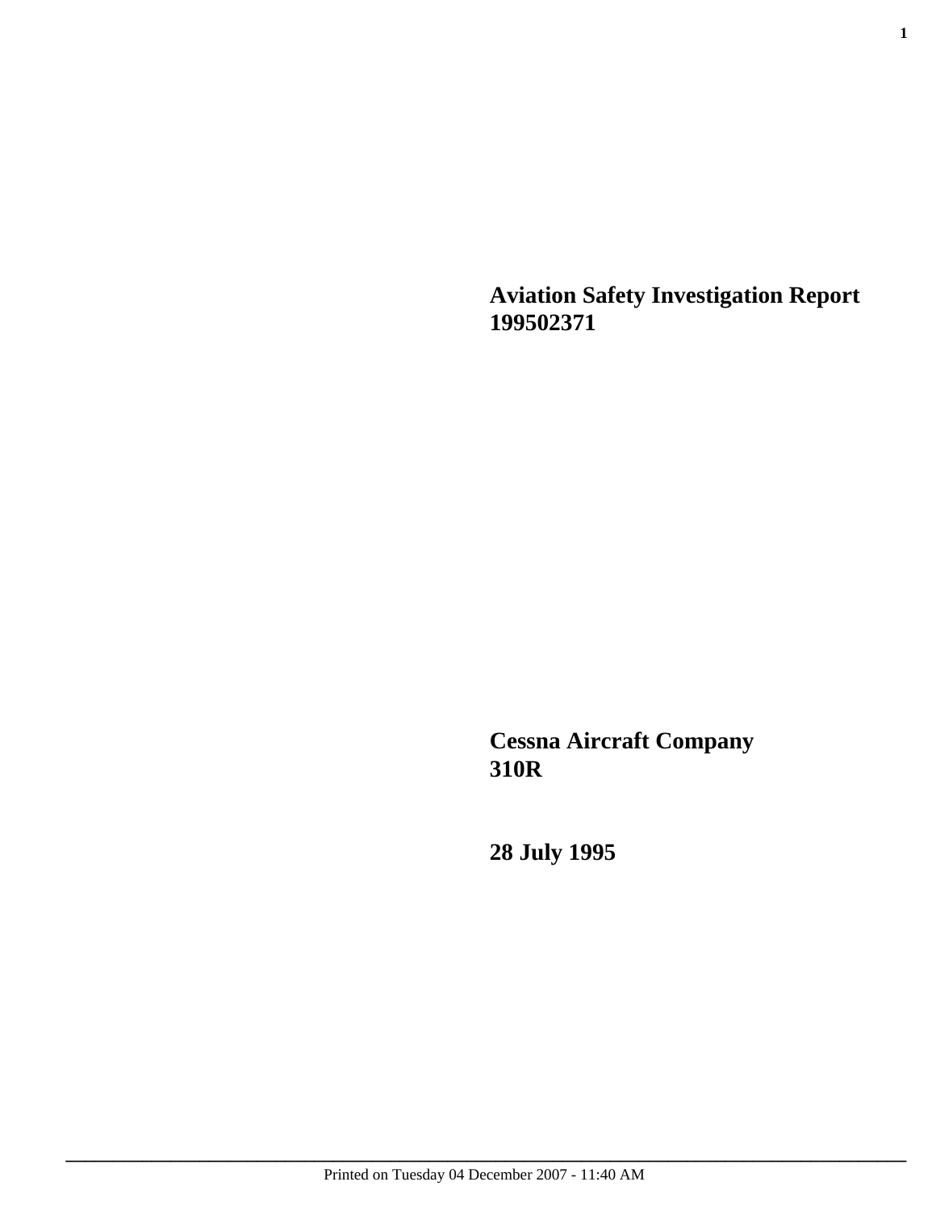# Aviation Safety Investigation Report 199502371

## Cessna Aircraft Company 310R

## 28 July 1995

Printed on Tuesday 04 December 2007 - 11:40 AM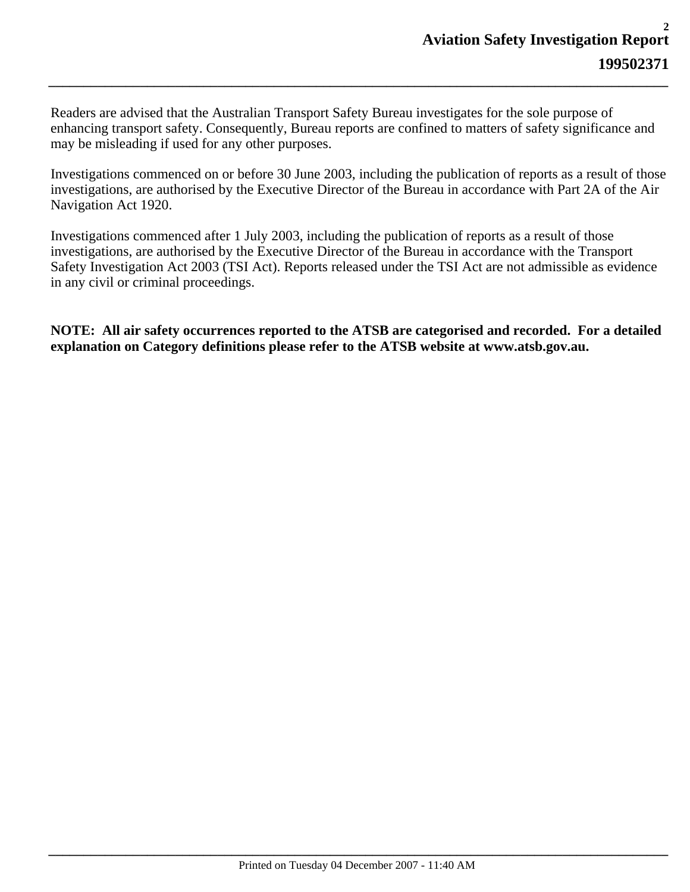Readers are advised that the Australian Transport Safety Bureau investigates for the sole purpose of enhancing transport safety. Consequently, Bureau reports are confined to matters of safety significance and may be misleading if used for any other purposes.

Investigations commenced on or before 30 June 2003, including the publication of reports as a result of those investigations, are authorised by the Executive Director of the Bureau in accordance with Part 2A of the Air Navigation Act 1920.

Investigations commenced after 1 July 2003, including the publication of reports as a result of those investigations, are authorised by the Executive Director of the Bureau in accordance with the Transport Safety Investigation Act 2003 (TSI Act). Reports released under the TSI Act are not admissible as evidence in any civil or criminal proceedings.

**NOTE: All air safety occurrences reported to the ATSB are categorised and recorded. For a detailed explanation on Category definitions please refer to the ATSB website at www.atsb.gov.au.**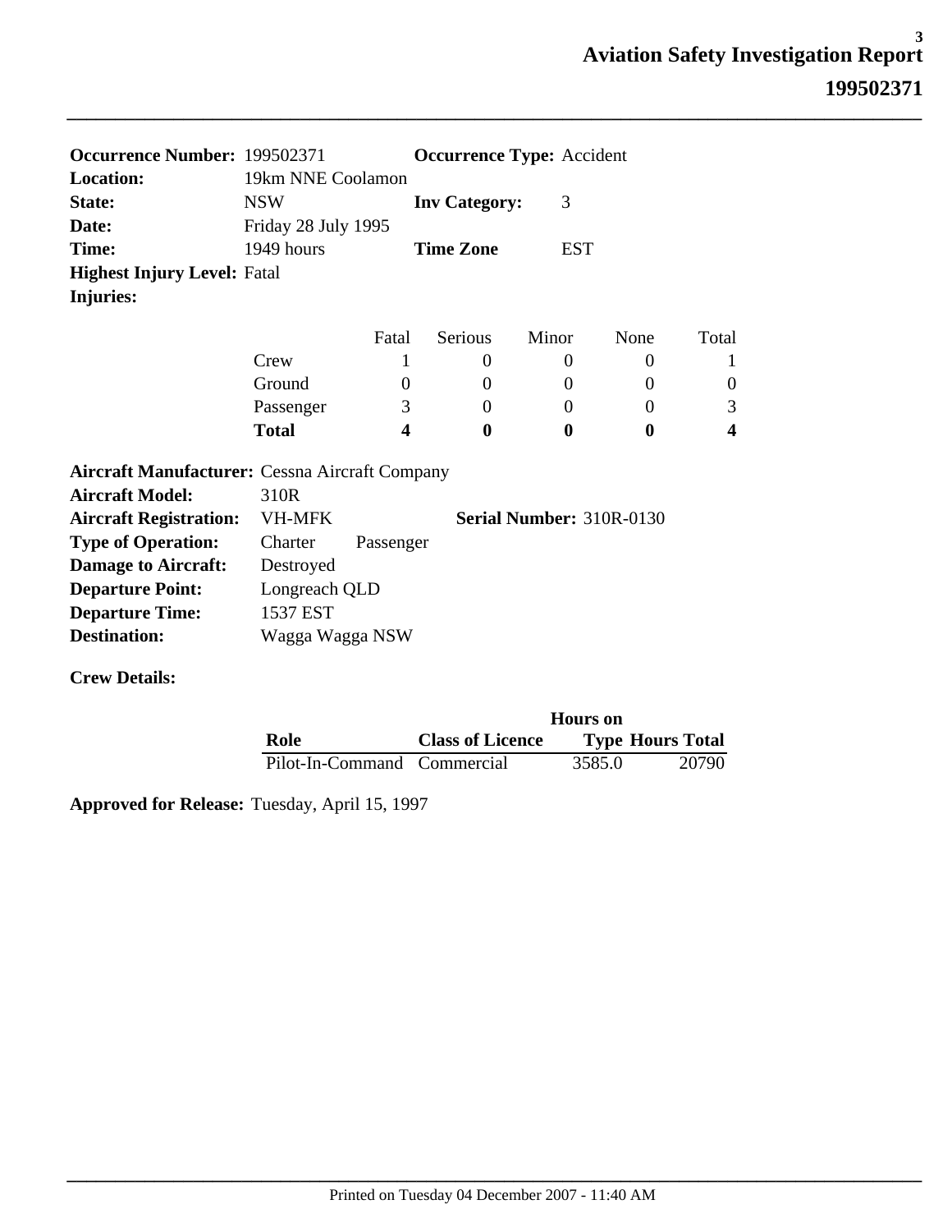# Aviation Safety Investigation Report

## 199502371

**Occurrence Number:** 199502371 **Occurrence Type:** Accident
**Location:** 19km NNE Coolamon
**State:** NSW **Inv Category:** 3
**Date:** Friday 28 July 1995
**Time:** 1949 hours **Time Zone** EST
**Highest Injury Level:** Fatal
**Injuries:**

| | Fatal | Serious | Minor | None | Total |
|---|---|---|---|---|---|
| Crew | 1 | 0 | 0 | 0 | 1 |
| Ground | 0 | 0 | 0 | 0 | 0 |
| Passenger | 3 | 0 | 0 | 0 | 3 |
| **Total** | **4** | **0** | **0** | **0** | **4** |

**Aircraft Manufacturer:** Cessna Aircraft Company
**Aircraft Model:** 310R
**Aircraft Registration:** VH-MFK **Serial Number:** 310R-0130
**Type of Operation:** Charter Passenger
**Damage to Aircraft:** Destroyed
**Departure Point:** Longreach QLD
**Departure Time:** 1537 EST
**Destination:** Wagga Wagga NSW

**Crew Details:**

| Role | Class of Licence | Hours on Type | Hours Total |
|---|---|---|---|
| Pilot-In-Command | Commercial | 3585.0 | 20790 |

**Approved for Release:** Tuesday, April 15, 1997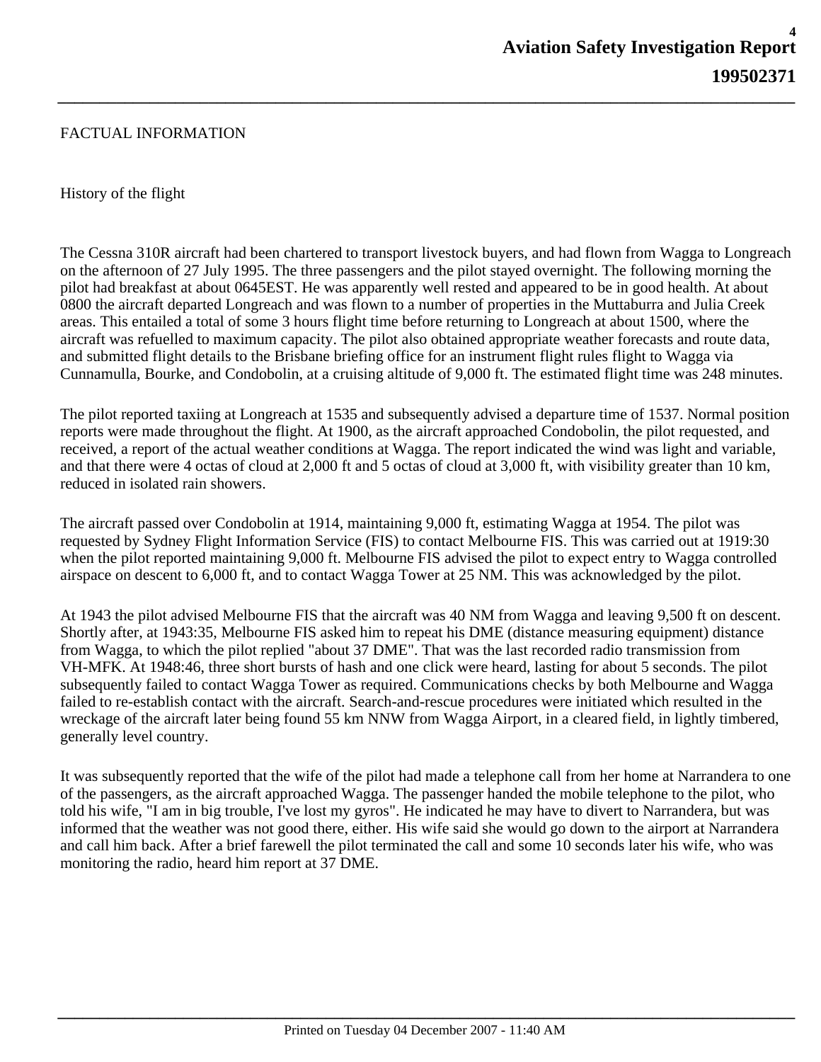## FACTUAL INFORMATION

### History of the flight

The Cessna 310R aircraft had been chartered to transport livestock buyers, and had flown from Wagga to Longreach on the afternoon of 27 July 1995. The three passengers and the pilot stayed overnight. The following morning the pilot had breakfast at about 0645EST. He was apparently well rested and appeared to be in good health. At about 0800 the aircraft departed Longreach and was flown to a number of properties in the Muttaburra and Julia Creek areas. This entailed a total of some 3 hours flight time before returning to Longreach at about 1500, where the aircraft was refuelled to maximum capacity. The pilot also obtained appropriate weather forecasts and route data, and submitted flight details to the Brisbane briefing office for an instrument flight rules flight to Wagga via Cunnamulla, Bourke, and Condobolin, at a cruising altitude of 9,000 ft. The estimated flight time was 248 minutes.

The pilot reported taxiing at Longreach at 1535 and subsequently advised a departure time of 1537. Normal position reports were made throughout the flight. At 1900, as the aircraft approached Condobolin, the pilot requested, and received, a report of the actual weather conditions at Wagga. The report indicated the wind was light and variable, and that there were 4 octas of cloud at 2,000 ft and 5 octas of cloud at 3,000 ft, with visibility greater than 10 km, reduced in isolated rain showers.

The aircraft passed over Condobolin at 1914, maintaining 9,000 ft, estimating Wagga at 1954. The pilot was requested by Sydney Flight Information Service (FIS) to contact Melbourne FIS. This was carried out at 1919:30 when the pilot reported maintaining 9,000 ft. Melbourne FIS advised the pilot to expect entry to Wagga controlled airspace on descent to 6,000 ft, and to contact Wagga Tower at 25 NM. This was acknowledged by the pilot.

At 1943 the pilot advised Melbourne FIS that the aircraft was 40 NM from Wagga and leaving 9,500 ft on descent. Shortly after, at 1943:35, Melbourne FIS asked him to repeat his DME (distance measuring equipment) distance from Wagga, to which the pilot replied "about 37 DME". That was the last recorded radio transmission from VH-MFK. At 1948:46, three short bursts of hash and one click were heard, lasting for about 5 seconds. The pilot subsequently failed to contact Wagga Tower as required. Communications checks by both Melbourne and Wagga failed to re-establish contact with the aircraft. Search-and-rescue procedures were initiated which resulted in the wreckage of the aircraft later being found 55 km NNW from Wagga Airport, in a cleared field, in lightly timbered, generally level country.

It was subsequently reported that the wife of the pilot had made a telephone call from her home at Narrandera to one of the passengers, as the aircraft approached Wagga. The passenger handed the mobile telephone to the pilot, who told his wife, "I am in big trouble, I've lost my gyros". He indicated he may have to divert to Narrandera, but was informed that the weather was not good there, either. His wife said she would go down to the airport at Narrandera and call him back. After a brief farewell the pilot terminated the call and some 10 seconds later his wife, who was monitoring the radio, heard him report at 37 DME.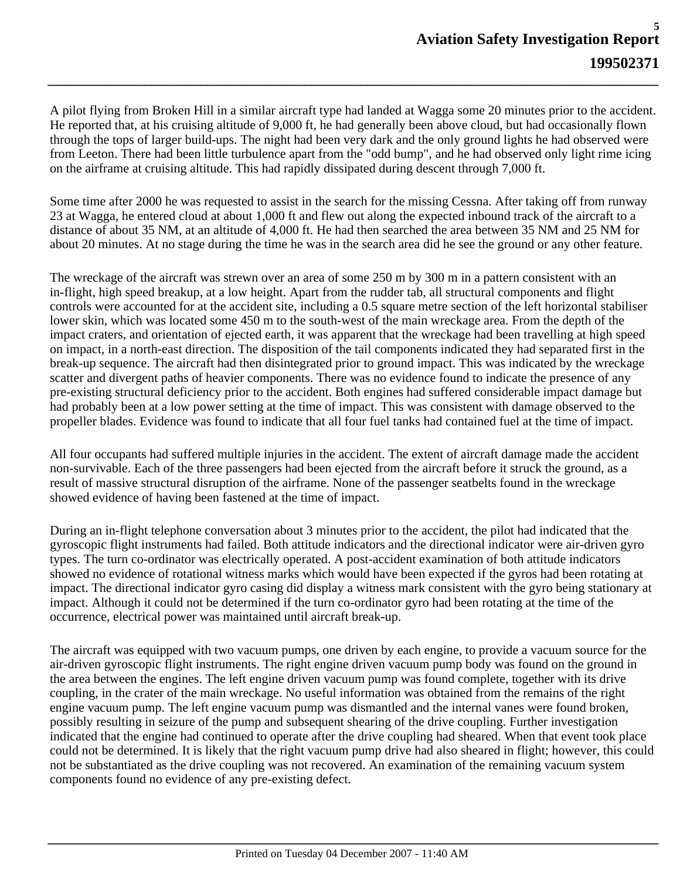A pilot flying from Broken Hill in a similar aircraft type had landed at Wagga some 20 minutes prior to the accident. He reported that, at his cruising altitude of 9,000 ft, he had generally been above cloud, but had occasionally flown through the tops of larger build-ups. The night had been very dark and the only ground lights he had observed were from Leeton. There had been little turbulence apart from the "odd bump", and he had observed only light rime icing on the airframe at cruising altitude. This had rapidly dissipated during descent through 7,000 ft.

Some time after 2000 he was requested to assist in the search for the missing Cessna. After taking off from runway 23 at Wagga, he entered cloud at about 1,000 ft and flew out along the expected inbound track of the aircraft to a distance of about 35 NM, at an altitude of 4,000 ft. He had then searched the area between 35 NM and 25 NM for about 20 minutes. At no stage during the time he was in the search area did he see the ground or any other feature.

The wreckage of the aircraft was strewn over an area of some 250 m by 300 m in a pattern consistent with an in-flight, high speed breakup, at a low height. Apart from the rudder tab, all structural components and flight controls were accounted for at the accident site, including a 0.5 square metre section of the left horizontal stabiliser lower skin, which was located some 450 m to the south-west of the main wreckage area. From the depth of the impact craters, and orientation of ejected earth, it was apparent that the wreckage had been travelling at high speed on impact, in a north-east direction. The disposition of the tail components indicated they had separated first in the break-up sequence. The aircraft had then disintegrated prior to ground impact. This was indicated by the wreckage scatter and divergent paths of heavier components. There was no evidence found to indicate the presence of any pre-existing structural deficiency prior to the accident. Both engines had suffered considerable impact damage but had probably been at a low power setting at the time of impact. This was consistent with damage observed to the propeller blades. Evidence was found to indicate that all four fuel tanks had contained fuel at the time of impact.

All four occupants had suffered multiple injuries in the accident. The extent of aircraft damage made the accident non-survivable. Each of the three passengers had been ejected from the aircraft before it struck the ground, as a result of massive structural disruption of the airframe. None of the passenger seatbelts found in the wreckage showed evidence of having been fastened at the time of impact.

During an in-flight telephone conversation about 3 minutes prior to the accident, the pilot had indicated that the gyroscopic flight instruments had failed. Both attitude indicators and the directional indicator were air-driven gyro types. The turn co-ordinator was electrically operated. A post-accident examination of both attitude indicators showed no evidence of rotational witness marks which would have been expected if the gyros had been rotating at impact. The directional indicator gyro casing did display a witness mark consistent with the gyro being stationary at impact. Although it could not be determined if the turn co-ordinator gyro had been rotating at the time of the occurrence, electrical power was maintained until aircraft break-up.

The aircraft was equipped with two vacuum pumps, one driven by each engine, to provide a vacuum source for the air-driven gyroscopic flight instruments. The right engine driven vacuum pump body was found on the ground in the area between the engines. The left engine driven vacuum pump was found complete, together with its drive coupling, in the crater of the main wreckage. No useful information was obtained from the remains of the right engine vacuum pump. The left engine vacuum pump was dismantled and the internal vanes were found broken, possibly resulting in seizure of the pump and subsequent shearing of the drive coupling. Further investigation indicated that the engine had continued to operate after the drive coupling had sheared. When that event took place could not be determined. It is likely that the right vacuum pump drive had also sheared in flight; however, this could not be substantiated as the drive coupling was not recovered. An examination of the remaining vacuum system components found no evidence of any pre-existing defect.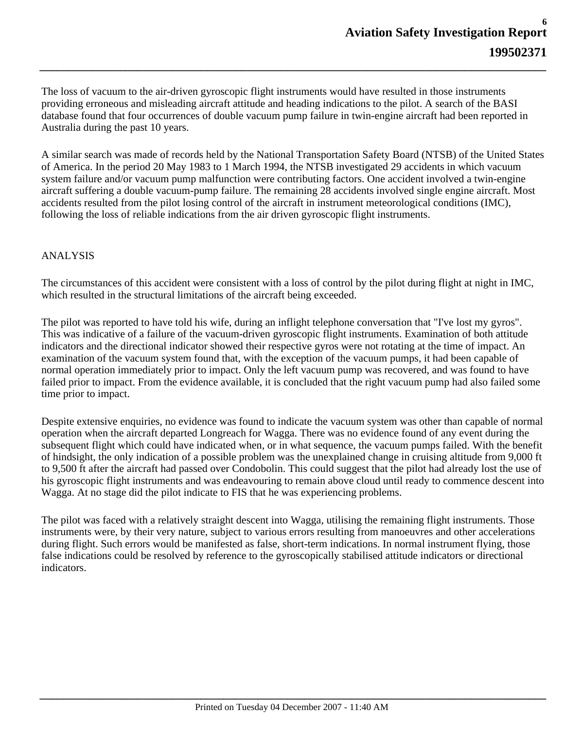The loss of vacuum to the air-driven gyroscopic flight instruments would have resulted in those instruments providing erroneous and misleading aircraft attitude and heading indications to the pilot. A search of the BASI database found that four occurrences of double vacuum pump failure in twin-engine aircraft had been reported in Australia during the past 10 years.

A similar search was made of records held by the National Transportation Safety Board (NTSB) of the United States of America. In the period 20 May 1983 to 1 March 1994, the NTSB investigated 29 accidents in which vacuum system failure and/or vacuum pump malfunction were contributing factors. One accident involved a twin-engine aircraft suffering a double vacuum-pump failure. The remaining 28 accidents involved single engine aircraft. Most accidents resulted from the pilot losing control of the aircraft in instrument meteorological conditions (IMC), following the loss of reliable indications from the air driven gyroscopic flight instruments.

## ANALYSIS

The circumstances of this accident were consistent with a loss of control by the pilot during flight at night in IMC, which resulted in the structural limitations of the aircraft being exceeded.

The pilot was reported to have told his wife, during an inflight telephone conversation that "I've lost my gyros". This was indicative of a failure of the vacuum-driven gyroscopic flight instruments. Examination of both attitude indicators and the directional indicator showed their respective gyros were not rotating at the time of impact. An examination of the vacuum system found that, with the exception of the vacuum pumps, it had been capable of normal operation immediately prior to impact. Only the left vacuum pump was recovered, and was found to have failed prior to impact. From the evidence available, it is concluded that the right vacuum pump had also failed some time prior to impact.

Despite extensive enquiries, no evidence was found to indicate the vacuum system was other than capable of normal operation when the aircraft departed Longreach for Wagga. There was no evidence found of any event during the subsequent flight which could have indicated when, or in what sequence, the vacuum pumps failed. With the benefit of hindsight, the only indication of a possible problem was the unexplained change in cruising altitude from 9,000 ft to 9,500 ft after the aircraft had passed over Condobolin. This could suggest that the pilot had already lost the use of his gyroscopic flight instruments and was endeavouring to remain above cloud until ready to commence descent into Wagga. At no stage did the pilot indicate to FIS that he was experiencing problems.

The pilot was faced with a relatively straight descent into Wagga, utilising the remaining flight instruments. Those instruments were, by their very nature, subject to various errors resulting from manoeuvres and other accelerations during flight. Such errors would be manifested as false, short-term indications. In normal instrument flying, those false indications could be resolved by reference to the gyroscopically stabilised attitude indicators or directional indicators.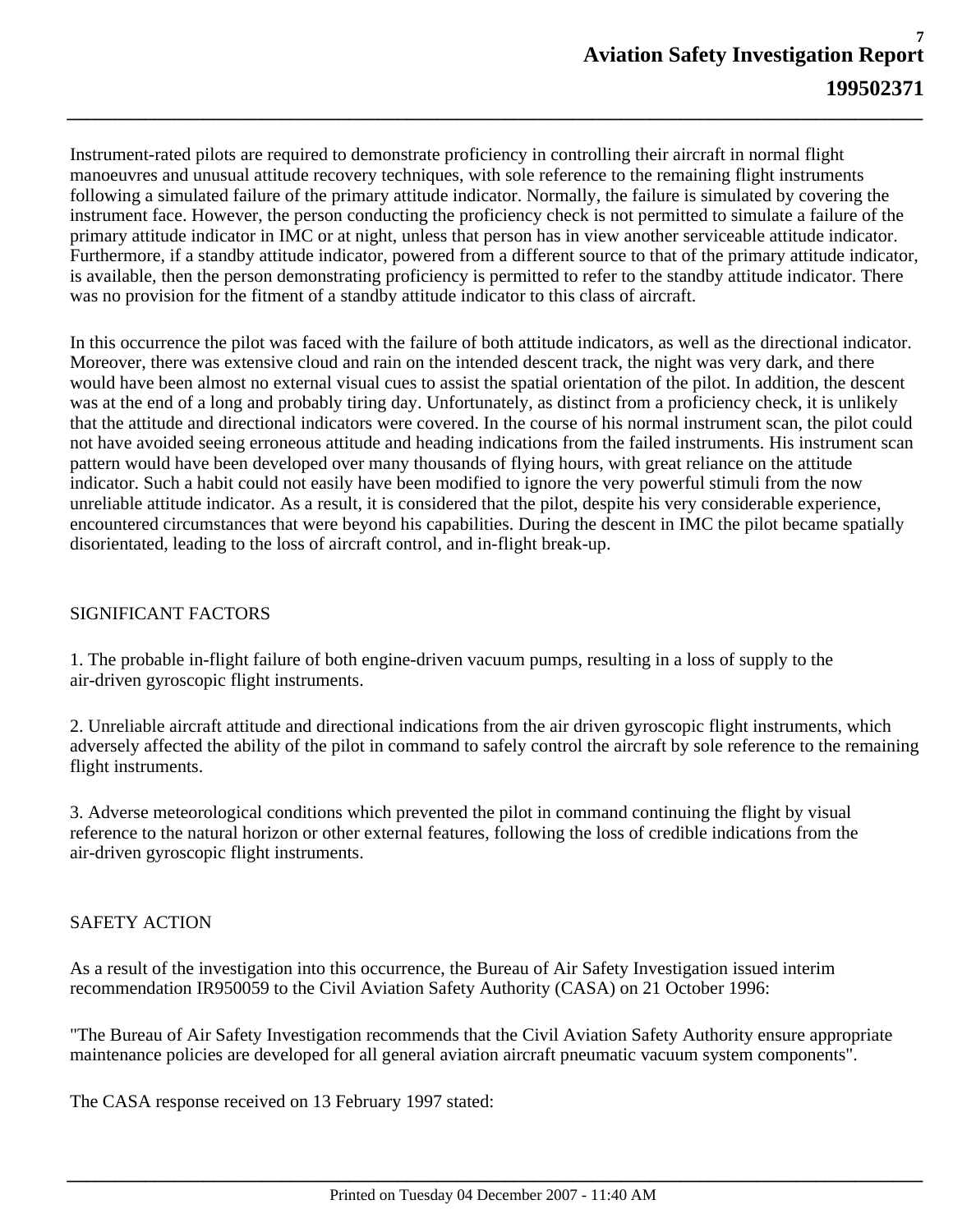Instrument-rated pilots are required to demonstrate proficiency in controlling their aircraft in normal flight manoeuvres and unusual attitude recovery techniques, with sole reference to the remaining flight instruments following a simulated failure of the primary attitude indicator. Normally, the failure is simulated by covering the instrument face. However, the person conducting the proficiency check is not permitted to simulate a failure of the primary attitude indicator in IMC or at night, unless that person has in view another serviceable attitude indicator. Furthermore, if a standby attitude indicator, powered from a different source to that of the primary attitude indicator, is available, then the person demonstrating proficiency is permitted to refer to the standby attitude indicator. There was no provision for the fitment of a standby attitude indicator to this class of aircraft.

In this occurrence the pilot was faced with the failure of both attitude indicators, as well as the directional indicator. Moreover, there was extensive cloud and rain on the intended descent track, the night was very dark, and there would have been almost no external visual cues to assist the spatial orientation of the pilot. In addition, the descent was at the end of a long and probably tiring day. Unfortunately, as distinct from a proficiency check, it is unlikely that the attitude and directional indicators were covered. In the course of his normal instrument scan, the pilot could not have avoided seeing erroneous attitude and heading indications from the failed instruments. His instrument scan pattern would have been developed over many thousands of flying hours, with great reliance on the attitude indicator. Such a habit could not easily have been modified to ignore the very powerful stimuli from the now unreliable attitude indicator. As a result, it is considered that the pilot, despite his very considerable experience, encountered circumstances that were beyond his capabilities. During the descent in IMC the pilot became spatially disorientated, leading to the loss of aircraft control, and in-flight break-up.

## SIGNIFICANT FACTORS

1. The probable in-flight failure of both engine-driven vacuum pumps, resulting in a loss of supply to the air-driven gyroscopic flight instruments.

2. Unreliable aircraft attitude and directional indications from the air driven gyroscopic flight instruments, which adversely affected the ability of the pilot in command to safely control the aircraft by sole reference to the remaining flight instruments.

3. Adverse meteorological conditions which prevented the pilot in command continuing the flight by visual reference to the natural horizon or other external features, following the loss of credible indications from the air-driven gyroscopic flight instruments.

## SAFETY ACTION

As a result of the investigation into this occurrence, the Bureau of Air Safety Investigation issued interim recommendation IR950059 to the Civil Aviation Safety Authority (CASA) on 21 October 1996:

"The Bureau of Air Safety Investigation recommends that the Civil Aviation Safety Authority ensure appropriate maintenance policies are developed for all general aviation aircraft pneumatic vacuum system components".

The CASA response received on 13 February 1997 stated: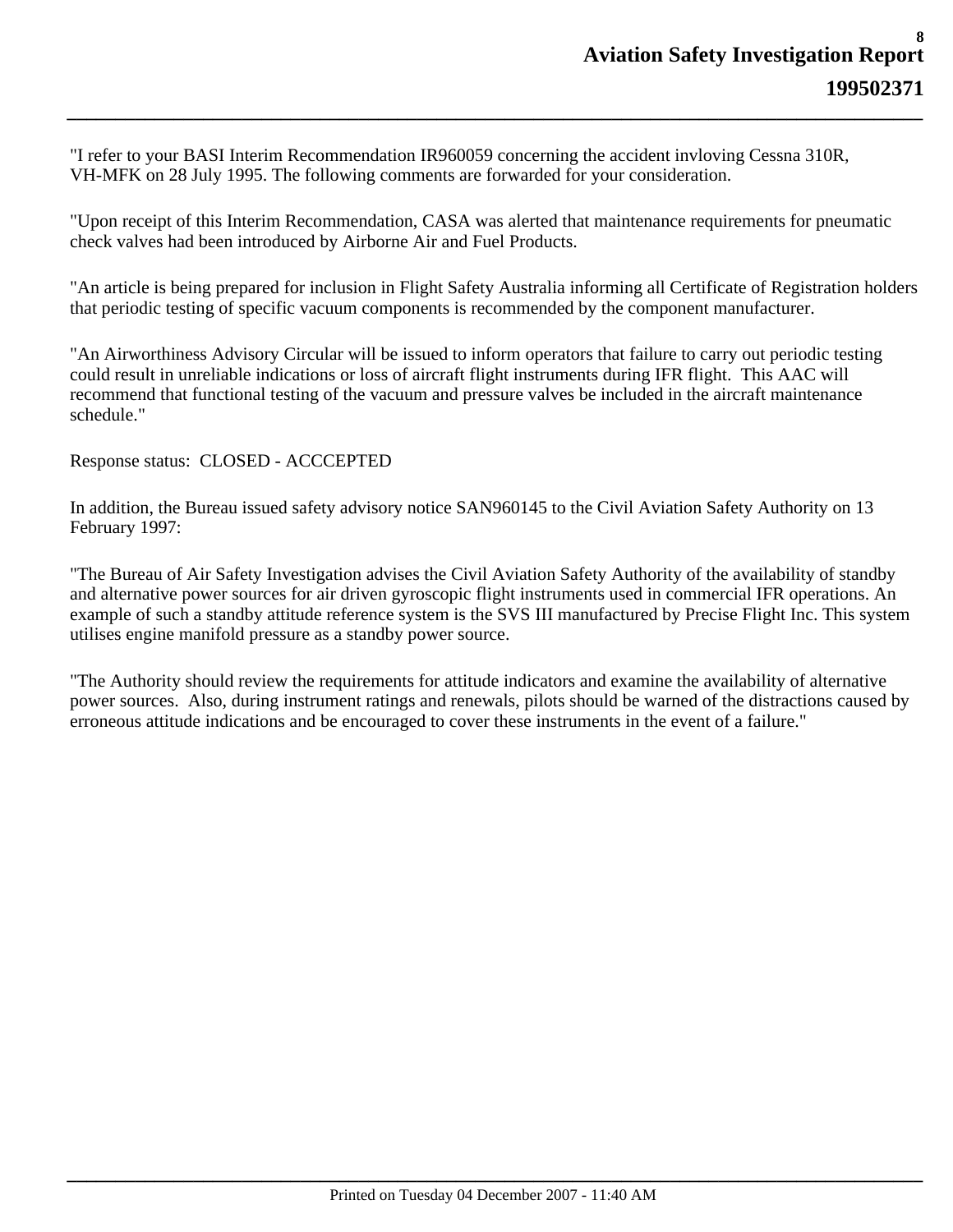"I refer to your BASI Interim Recommendation IR960059 concerning the accident invloving Cessna 310R, VH-MFK on 28 July 1995. The following comments are forwarded for your consideration.

"Upon receipt of this Interim Recommendation, CASA was alerted that maintenance requirements for pneumatic check valves had been introduced by Airborne Air and Fuel Products.

"An article is being prepared for inclusion in Flight Safety Australia informing all Certificate of Registration holders that periodic testing of specific vacuum components is recommended by the component manufacturer.

"An Airworthiness Advisory Circular will be issued to inform operators that failure to carry out periodic testing could result in unreliable indications or loss of aircraft flight instruments during IFR flight.  This AAC will recommend that functional testing of the vacuum and pressure valves be included in the aircraft maintenance schedule."

Response status:  CLOSED - ACCCEPTED

In addition, the Bureau issued safety advisory notice SAN960145 to the Civil Aviation Safety Authority on 13 February 1997:

"The Bureau of Air Safety Investigation advises the Civil Aviation Safety Authority of the availability of standby and alternative power sources for air driven gyroscopic flight instruments used in commercial IFR operations. An example of such a standby attitude reference system is the SVS III manufactured by Precise Flight Inc. This system utilises engine manifold pressure as a standby power source.

"The Authority should review the requirements for attitude indicators and examine the availability of alternative power sources.  Also, during instrument ratings and renewals, pilots should be warned of the distractions caused by erroneous attitude indications and be encouraged to cover these instruments in the event of a failure."